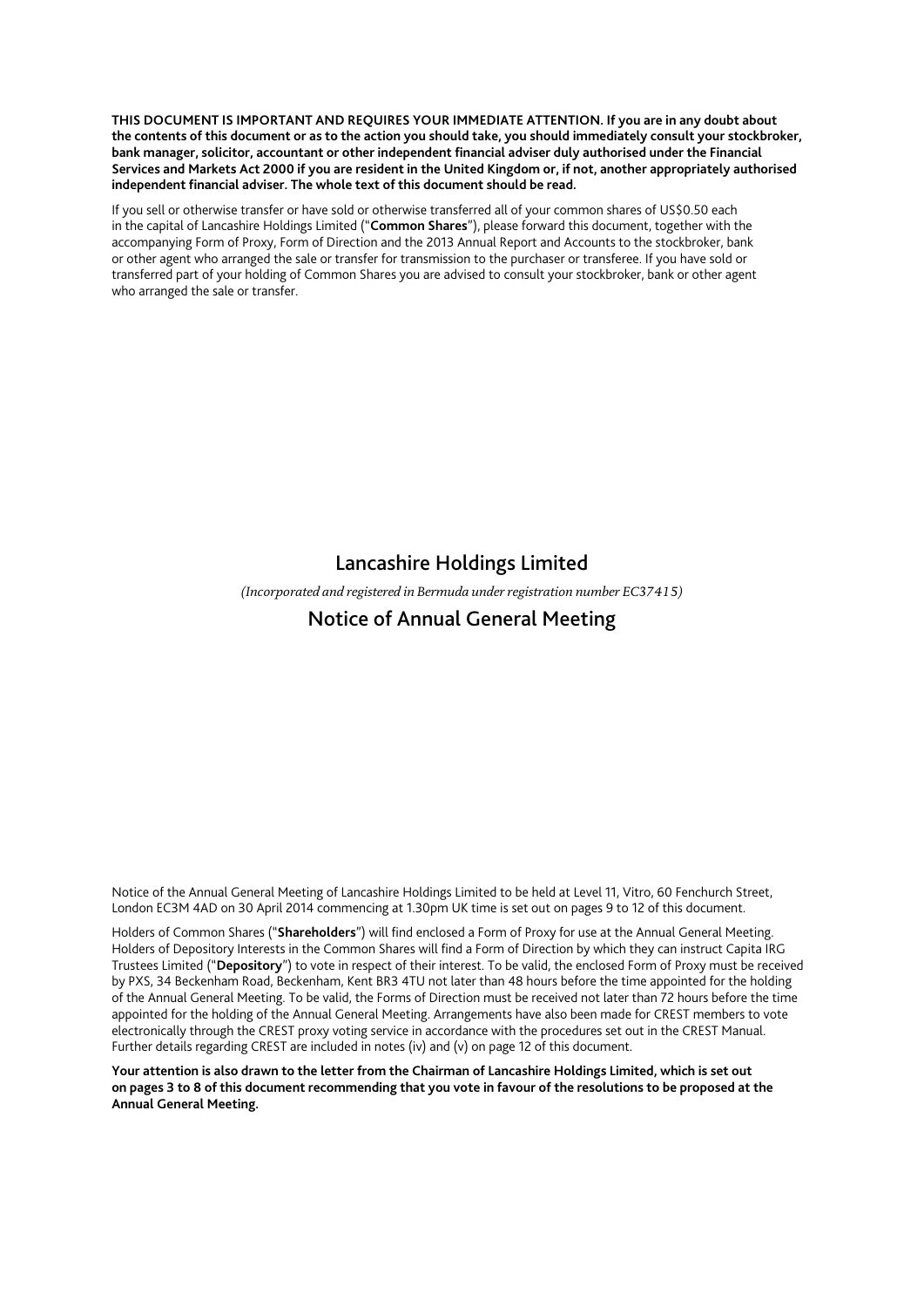**THIS DOCUMENT IS IMPORTANT AND REQUIRES YOUR IMMEDIATE ATTENTION. If you are in any doubt about the contents of this document or as to the action you should take, you should immediately consult your stockbroker, bank manager, solicitor, accountant or other independent financial adviser duly authorised under the Financial Services and Markets Act 2000 if you are resident in the United Kingdom or, if not, another appropriately authorised independent financial adviser. The whole text of this document should be read.**

If you sell or otherwise transfer or have sold or otherwise transferred all of your common shares of US$0.50 each in the capital of Lancashire Holdings Limited ("**Common Shares**"), please forward this document, together with the accompanying Form of Proxy, Form of Direction and the 2013 Annual Report and Accounts to the stockbroker, bank or other agent who arranged the sale or transfer for transmission to the purchaser or transferee. If you have sold or transferred part of your holding of Common Shares you are advised to consult your stockbroker, bank or other agent who arranged the sale or transfer.

# Lancashire Holdings Limited

*(Incorporated and registered in Bermuda under registration number EC37415)*

## Notice of Annual General Meeting

Notice of the Annual General Meeting of Lancashire Holdings Limited to be held at Level 11, Vitro, 60 Fenchurch Street, London EC3M 4AD on 30 April 2014 commencing at 1.30pm UK time is set out on pages 9 to 12 of this document.

Holders of Common Shares ("**Shareholders**") will find enclosed a Form of Proxy for use at the Annual General Meeting. Holders of Depository Interests in the Common Shares will find a Form of Direction by which they can instruct Capita IRG Trustees Limited ("**Depository**") to vote in respect of their interest. To be valid, the enclosed Form of Proxy must be received by PXS, 34 Beckenham Road, Beckenham, Kent BR3 4TU not later than 48 hours before the time appointed for the holding of the Annual General Meeting. To be valid, the Forms of Direction must be received not later than 72 hours before the time appointed for the holding of the Annual General Meeting. Arrangements have also been made for CREST members to vote electronically through the CREST proxy voting service in accordance with the procedures set out in the CREST Manual. Further details regarding CREST are included in notes (iv) and (v) on page 12 of this document.

**Your attention is also drawn to the letter from the Chairman of Lancashire Holdings Limited, which is set out on pages 3 to 8 of this document recommending that you vote in favour of the resolutions to be proposed at the Annual General Meeting.**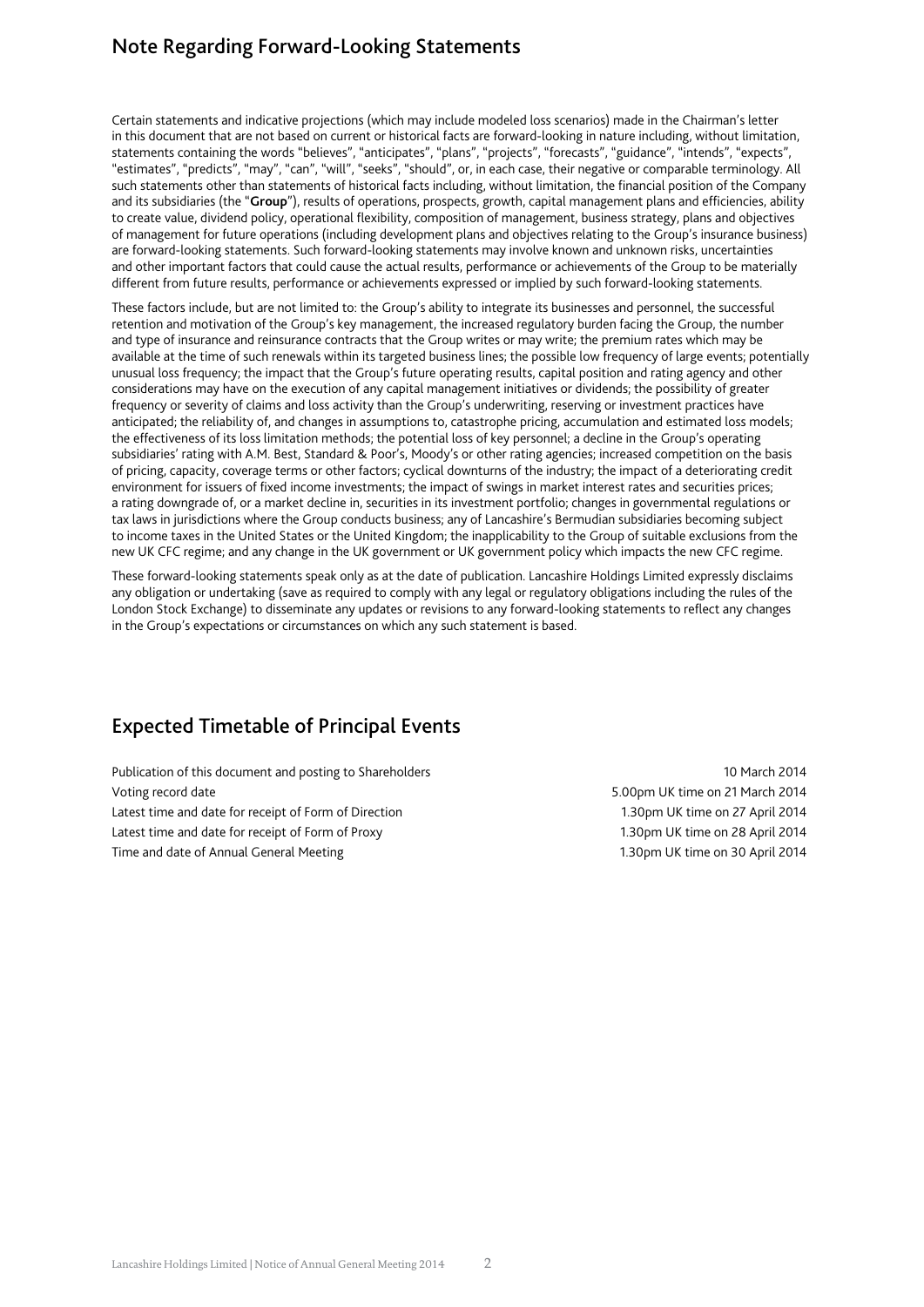## Note Regarding Forward-Looking Statements

Certain statements and indicative projections (which may include modeled loss scenarios) made in the Chairman's letter in this document that are not based on current or historical facts are forward-looking in nature including, without limitation, statements containing the words "believes", "anticipates", "plans", "projects", "forecasts", "guidance", "intends", "expects", "estimates", "predicts", "may", "can", "will", "seeks", "should", or, in each case, their negative or comparable terminology. All such statements other than statements of historical facts including, without limitation, the financial position of the Company and its subsidiaries (the "**Group**"), results of operations, prospects, growth, capital management plans and efficiencies, ability to create value, dividend policy, operational flexibility, composition of management, business strategy, plans and objectives of management for future operations (including development plans and objectives relating to the Group's insurance business) are forward-looking statements. Such forward-looking statements may involve known and unknown risks, uncertainties and other important factors that could cause the actual results, performance or achievements of the Group to be materially different from future results, performance or achievements expressed or implied by such forward-looking statements.

These factors include, but are not limited to: the Group's ability to integrate its businesses and personnel, the successful retention and motivation of the Group's key management, the increased regulatory burden facing the Group, the number and type of insurance and reinsurance contracts that the Group writes or may write; the premium rates which may be available at the time of such renewals within its targeted business lines; the possible low frequency of large events; potentially unusual loss frequency; the impact that the Group's future operating results, capital position and rating agency and other considerations may have on the execution of any capital management initiatives or dividends; the possibility of greater frequency or severity of claims and loss activity than the Group's underwriting, reserving or investment practices have anticipated; the reliability of, and changes in assumptions to, catastrophe pricing, accumulation and estimated loss models; the effectiveness of its loss limitation methods; the potential loss of key personnel; a decline in the Group's operating subsidiaries' rating with A.M. Best, Standard & Poor's, Moody's or other rating agencies; increased competition on the basis of pricing, capacity, coverage terms or other factors; cyclical downturns of the industry; the impact of a deteriorating credit environment for issuers of fixed income investments; the impact of swings in market interest rates and securities prices; a rating downgrade of, or a market decline in, securities in its investment portfolio; changes in governmental regulations or tax laws in jurisdictions where the Group conducts business; any of Lancashire's Bermudian subsidiaries becoming subject to income taxes in the United States or the United Kingdom; the inapplicability to the Group of suitable exclusions from the new UK CFC regime; and any change in the UK government or UK government policy which impacts the new CFC regime.

These forward-looking statements speak only as at the date of publication. Lancashire Holdings Limited expressly disclaims any obligation or undertaking (save as required to comply with any legal or regulatory obligations including the rules of the London Stock Exchange) to disseminate any updates or revisions to any forward-looking statements to reflect any changes in the Group's expectations or circumstances on which any such statement is based.

## Expected Timetable of Principal Events

| | |
|---|---|
| Publication of this document and posting to Shareholders | 10 March 2014 |
| Voting record date | 5.00pm UK time on 21 March 2014 |
| Latest time and date for receipt of Form of Direction | 1.30pm UK time on 27 April 2014 |
| Latest time and date for receipt of Form of Proxy | 1.30pm UK time on 28 April 2014 |
| Time and date of Annual General Meeting | 1.30pm UK time on 30 April 2014 |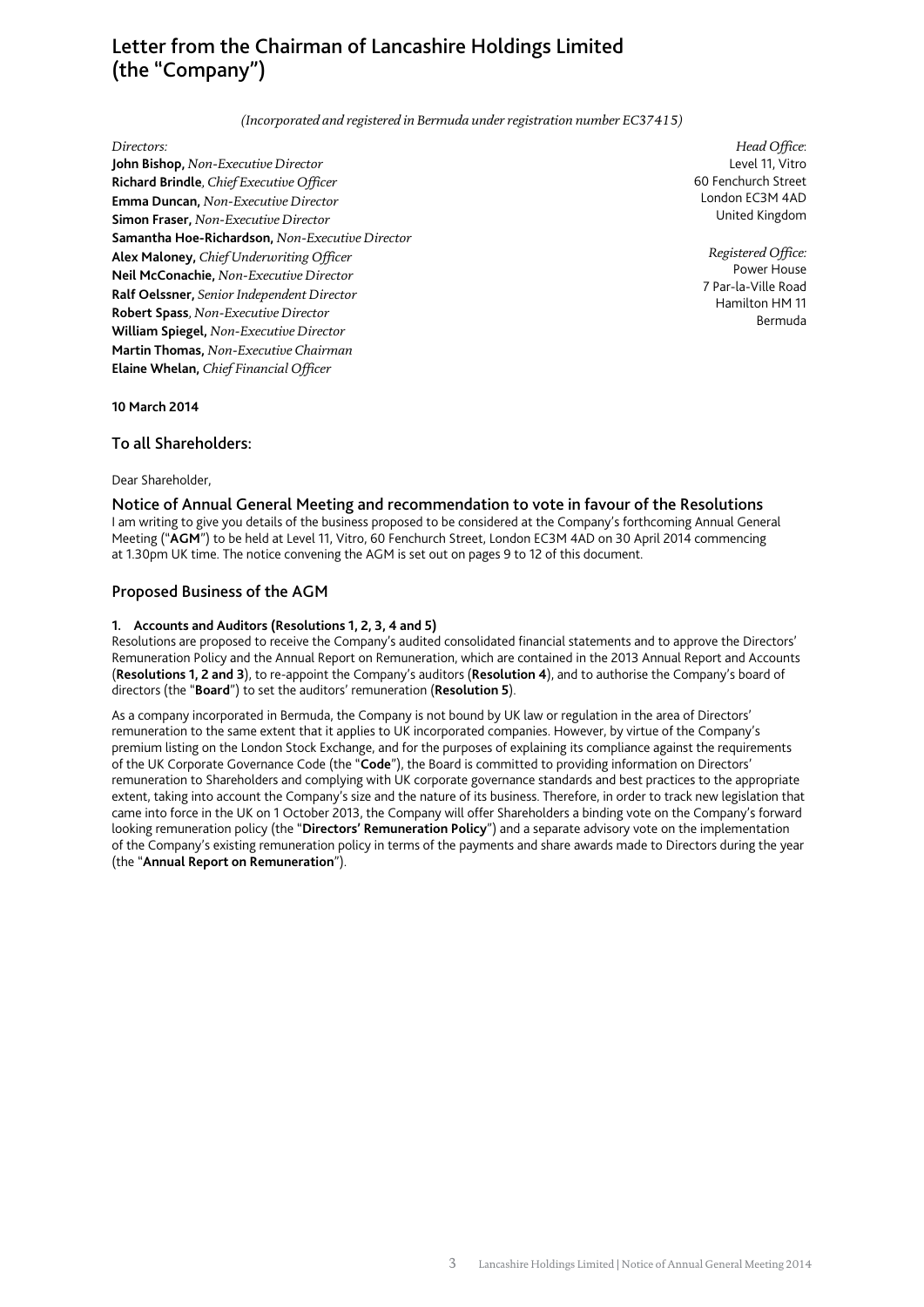# Letter from the Chairman of Lancashire Holdings Limited (the "Company")

*(Incorporated and registered in Bermuda under registration number EC37415)*

*Directors:*
**John Bishop,** *Non-Executive Director*
**Richard Brindle**, *Chief Executive Officer*
**Emma Duncan,** *Non-Executive Director*
**Simon Fraser,** *Non-Executive Director*
**Samantha Hoe-Richardson,** *Non-Executive Director*
**Alex Maloney,** *Chief Underwriting Officer*
**Neil McConachie,** *Non-Executive Director*
**Ralf Oelssner,** *Senior Independent Director*
**Robert Spass**, *Non-Executive Director*
**William Spiegel,** *Non-Executive Director*
**Martin Thomas,** *Non-Executive Chairman*
**Elaine Whelan,** *Chief Financial Officer*

*Head Office:*
Level 11, Vitro
60 Fenchurch Street
London EC3M 4AD
United Kingdom

*Registered Office:*
Power House
7 Par-la-Ville Road
Hamilton HM 11
Bermuda

**10 March 2014**

## To all Shareholders:

Dear Shareholder,

### Notice of Annual General Meeting and recommendation to vote in favour of the Resolutions

I am writing to give you details of the business proposed to be considered at the Company's forthcoming Annual General Meeting ("**AGM**") to be held at Level 11, Vitro, 60 Fenchurch Street, London EC3M 4AD on 30 April 2014 commencing at 1.30pm UK time. The notice convening the AGM is set out on pages 9 to 12 of this document.

## Proposed Business of the AGM

#### 1. Accounts and Auditors (Resolutions 1, 2, 3, 4 and 5)

Resolutions are proposed to receive the Company's audited consolidated financial statements and to approve the Directors' Remuneration Policy and the Annual Report on Remuneration, which are contained in the 2013 Annual Report and Accounts (**Resolutions 1, 2 and 3**), to re-appoint the Company's auditors (**Resolution 4**), and to authorise the Company's board of directors (the "**Board**") to set the auditors' remuneration (**Resolution 5**).

As a company incorporated in Bermuda, the Company is not bound by UK law or regulation in the area of Directors' remuneration to the same extent that it applies to UK incorporated companies. However, by virtue of the Company's premium listing on the London Stock Exchange, and for the purposes of explaining its compliance against the requirements of the UK Corporate Governance Code (the "**Code**"), the Board is committed to providing information on Directors' remuneration to Shareholders and complying with UK corporate governance standards and best practices to the appropriate extent, taking into account the Company's size and the nature of its business. Therefore, in order to track new legislation that came into force in the UK on 1 October 2013, the Company will offer Shareholders a binding vote on the Company's forward looking remuneration policy (the "**Directors' Remuneration Policy**") and a separate advisory vote on the implementation of the Company's existing remuneration policy in terms of the payments and share awards made to Directors during the year (the "**Annual Report on Remuneration**").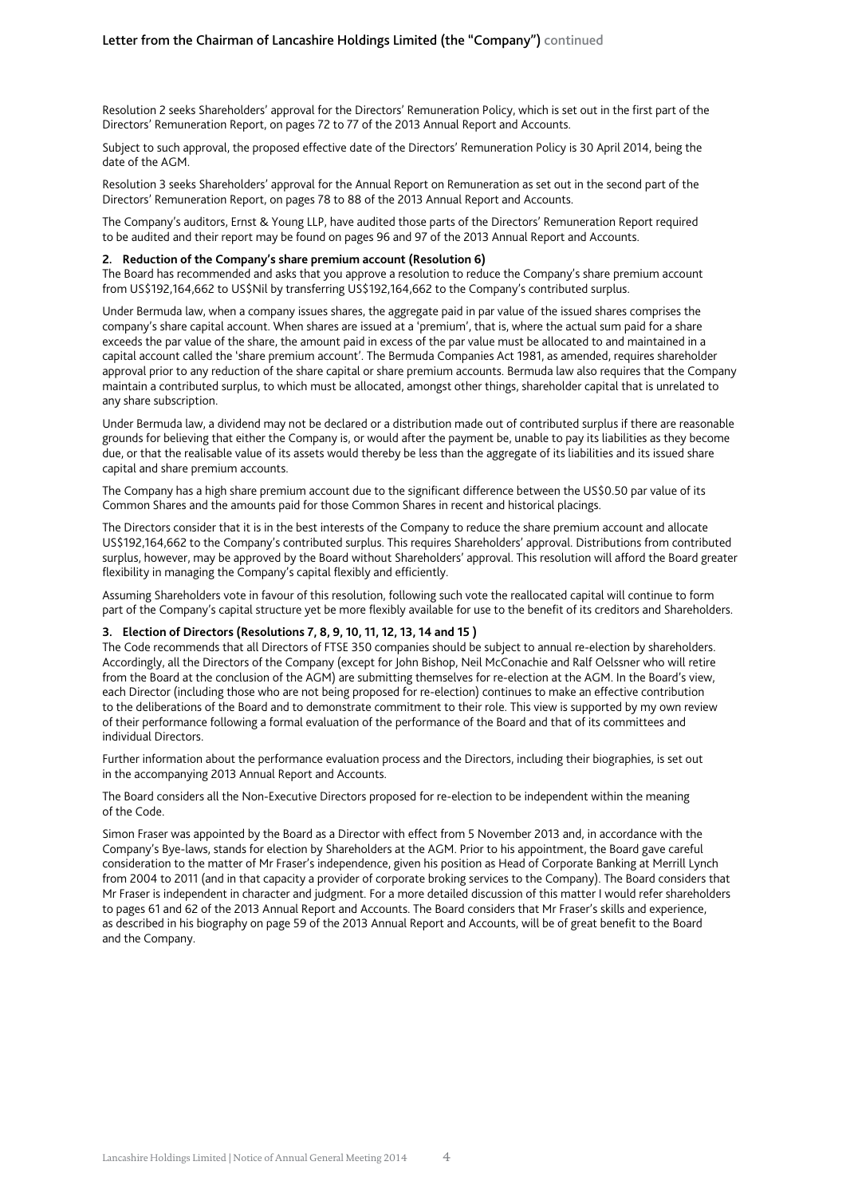Resolution 2 seeks Shareholders' approval for the Directors' Remuneration Policy, which is set out in the first part of the Directors' Remuneration Report, on pages 72 to 77 of the 2013 Annual Report and Accounts.

Subject to such approval, the proposed effective date of the Directors' Remuneration Policy is 30 April 2014, being the date of the AGM.

Resolution 3 seeks Shareholders' approval for the Annual Report on Remuneration as set out in the second part of the Directors' Remuneration Report, on pages 78 to 88 of the 2013 Annual Report and Accounts.

The Company's auditors, Ernst & Young LLP, have audited those parts of the Directors' Remuneration Report required to be audited and their report may be found on pages 96 and 97 of the 2013 Annual Report and Accounts.

**2. Reduction of the Company's share premium account (Resolution 6)**

The Board has recommended and asks that you approve a resolution to reduce the Company's share premium account from US$192,164,662 to US$Nil by transferring US$192,164,662 to the Company's contributed surplus.

Under Bermuda law, when a company issues shares, the aggregate paid in par value of the issued shares comprises the company's share capital account. When shares are issued at a 'premium', that is, where the actual sum paid for a share exceeds the par value of the share, the amount paid in excess of the par value must be allocated to and maintained in a capital account called the 'share premium account'. The Bermuda Companies Act 1981, as amended, requires shareholder approval prior to any reduction of the share capital or share premium accounts. Bermuda law also requires that the Company maintain a contributed surplus, to which must be allocated, amongst other things, shareholder capital that is unrelated to any share subscription.

Under Bermuda law, a dividend may not be declared or a distribution made out of contributed surplus if there are reasonable grounds for believing that either the Company is, or would after the payment be, unable to pay its liabilities as they become due, or that the realisable value of its assets would thereby be less than the aggregate of its liabilities and its issued share capital and share premium accounts.

The Company has a high share premium account due to the significant difference between the US$0.50 par value of its Common Shares and the amounts paid for those Common Shares in recent and historical placings.

The Directors consider that it is in the best interests of the Company to reduce the share premium account and allocate US$192,164,662 to the Company's contributed surplus. This requires Shareholders' approval. Distributions from contributed surplus, however, may be approved by the Board without Shareholders' approval. This resolution will afford the Board greater flexibility in managing the Company's capital flexibly and efficiently.

Assuming Shareholders vote in favour of this resolution, following such vote the reallocated capital will continue to form part of the Company's capital structure yet be more flexibly available for use to the benefit of its creditors and Shareholders.

**3. Election of Directors (Resolutions 7, 8, 9, 10, 11, 12, 13, 14 and 15 )**

The Code recommends that all Directors of FTSE 350 companies should be subject to annual re-election by shareholders. Accordingly, all the Directors of the Company (except for John Bishop, Neil McConachie and Ralf Oelssner who will retire from the Board at the conclusion of the AGM) are submitting themselves for re-election at the AGM. In the Board's view, each Director (including those who are not being proposed for re-election) continues to make an effective contribution to the deliberations of the Board and to demonstrate commitment to their role. This view is supported by my own review of their performance following a formal evaluation of the performance of the Board and that of its committees and individual Directors.

Further information about the performance evaluation process and the Directors, including their biographies, is set out in the accompanying 2013 Annual Report and Accounts.

The Board considers all the Non-Executive Directors proposed for re-election to be independent within the meaning of the Code.

Simon Fraser was appointed by the Board as a Director with effect from 5 November 2013 and, in accordance with the Company's Bye-laws, stands for election by Shareholders at the AGM. Prior to his appointment, the Board gave careful consideration to the matter of Mr Fraser's independence, given his position as Head of Corporate Banking at Merrill Lynch from 2004 to 2011 (and in that capacity a provider of corporate broking services to the Company). The Board considers that Mr Fraser is independent in character and judgment. For a more detailed discussion of this matter I would refer shareholders to pages 61 and 62 of the 2013 Annual Report and Accounts. The Board considers that Mr Fraser's skills and experience, as described in his biography on page 59 of the 2013 Annual Report and Accounts, will be of great benefit to the Board and the Company.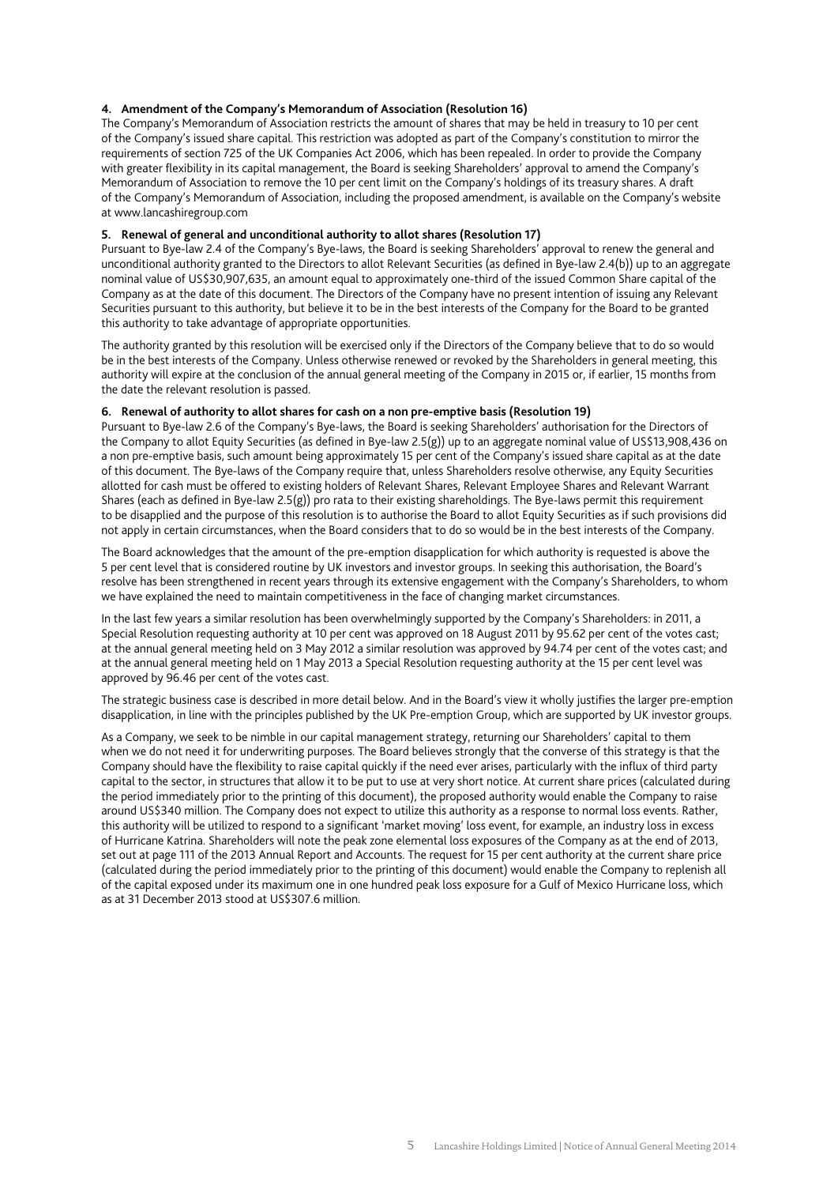#### 4. Amendment of the Company's Memorandum of Association (Resolution 16)

The Company's Memorandum of Association restricts the amount of shares that may be held in treasury to 10 per cent of the Company's issued share capital. This restriction was adopted as part of the Company's constitution to mirror the requirements of section 725 of the UK Companies Act 2006, which has been repealed. In order to provide the Company with greater flexibility in its capital management, the Board is seeking Shareholders' approval to amend the Company's Memorandum of Association to remove the 10 per cent limit on the Company's holdings of its treasury shares. A draft of the Company's Memorandum of Association, including the proposed amendment, is available on the Company's website at www.lancashiregroup.com

#### 5. Renewal of general and unconditional authority to allot shares (Resolution 17)

Pursuant to Bye-law 2.4 of the Company's Bye-laws, the Board is seeking Shareholders' approval to renew the general and unconditional authority granted to the Directors to allot Relevant Securities (as defined in Bye-law 2.4(b)) up to an aggregate nominal value of US$30,907,635, an amount equal to approximately one-third of the issued Common Share capital of the Company as at the date of this document. The Directors of the Company have no present intention of issuing any Relevant Securities pursuant to this authority, but believe it to be in the best interests of the Company for the Board to be granted this authority to take advantage of appropriate opportunities.

The authority granted by this resolution will be exercised only if the Directors of the Company believe that to do so would be in the best interests of the Company. Unless otherwise renewed or revoked by the Shareholders in general meeting, this authority will expire at the conclusion of the annual general meeting of the Company in 2015 or, if earlier, 15 months from the date the relevant resolution is passed.

#### 6. Renewal of authority to allot shares for cash on a non pre-emptive basis (Resolution 19)

Pursuant to Bye-law 2.6 of the Company's Bye-laws, the Board is seeking Shareholders' authorisation for the Directors of the Company to allot Equity Securities (as defined in Bye-law 2.5(g)) up to an aggregate nominal value of US$13,908,436 on a non pre-emptive basis, such amount being approximately 15 per cent of the Company's issued share capital as at the date of this document. The Bye-laws of the Company require that, unless Shareholders resolve otherwise, any Equity Securities allotted for cash must be offered to existing holders of Relevant Shares, Relevant Employee Shares and Relevant Warrant Shares (each as defined in Bye-law 2.5(g)) pro rata to their existing shareholdings. The Bye-laws permit this requirement to be disapplied and the purpose of this resolution is to authorise the Board to allot Equity Securities as if such provisions did not apply in certain circumstances, when the Board considers that to do so would be in the best interests of the Company.

The Board acknowledges that the amount of the pre-emption disapplication for which authority is requested is above the 5 per cent level that is considered routine by UK investors and investor groups. In seeking this authorisation, the Board's resolve has been strengthened in recent years through its extensive engagement with the Company's Shareholders, to whom we have explained the need to maintain competitiveness in the face of changing market circumstances.

In the last few years a similar resolution has been overwhelmingly supported by the Company's Shareholders: in 2011, a Special Resolution requesting authority at 10 per cent was approved on 18 August 2011 by 95.62 per cent of the votes cast; at the annual general meeting held on 3 May 2012 a similar resolution was approved by 94.74 per cent of the votes cast; and at the annual general meeting held on 1 May 2013 a Special Resolution requesting authority at the 15 per cent level was approved by 96.46 per cent of the votes cast.

The strategic business case is described in more detail below. And in the Board's view it wholly justifies the larger pre-emption disapplication, in line with the principles published by the UK Pre-emption Group, which are supported by UK investor groups.

As a Company, we seek to be nimble in our capital management strategy, returning our Shareholders' capital to them when we do not need it for underwriting purposes. The Board believes strongly that the converse of this strategy is that the Company should have the flexibility to raise capital quickly if the need ever arises, particularly with the influx of third party capital to the sector, in structures that allow it to be put to use at very short notice. At current share prices (calculated during the period immediately prior to the printing of this document), the proposed authority would enable the Company to raise around US$340 million. The Company does not expect to utilize this authority as a response to normal loss events. Rather, this authority will be utilized to respond to a significant 'market moving' loss event, for example, an industry loss in excess of Hurricane Katrina. Shareholders will note the peak zone elemental loss exposures of the Company as at the end of 2013, set out at page 111 of the 2013 Annual Report and Accounts. The request for 15 per cent authority at the current share price (calculated during the period immediately prior to the printing of this document) would enable the Company to replenish all of the capital exposed under its maximum one in one hundred peak loss exposure for a Gulf of Mexico Hurricane loss, which as at 31 December 2013 stood at US$307.6 million.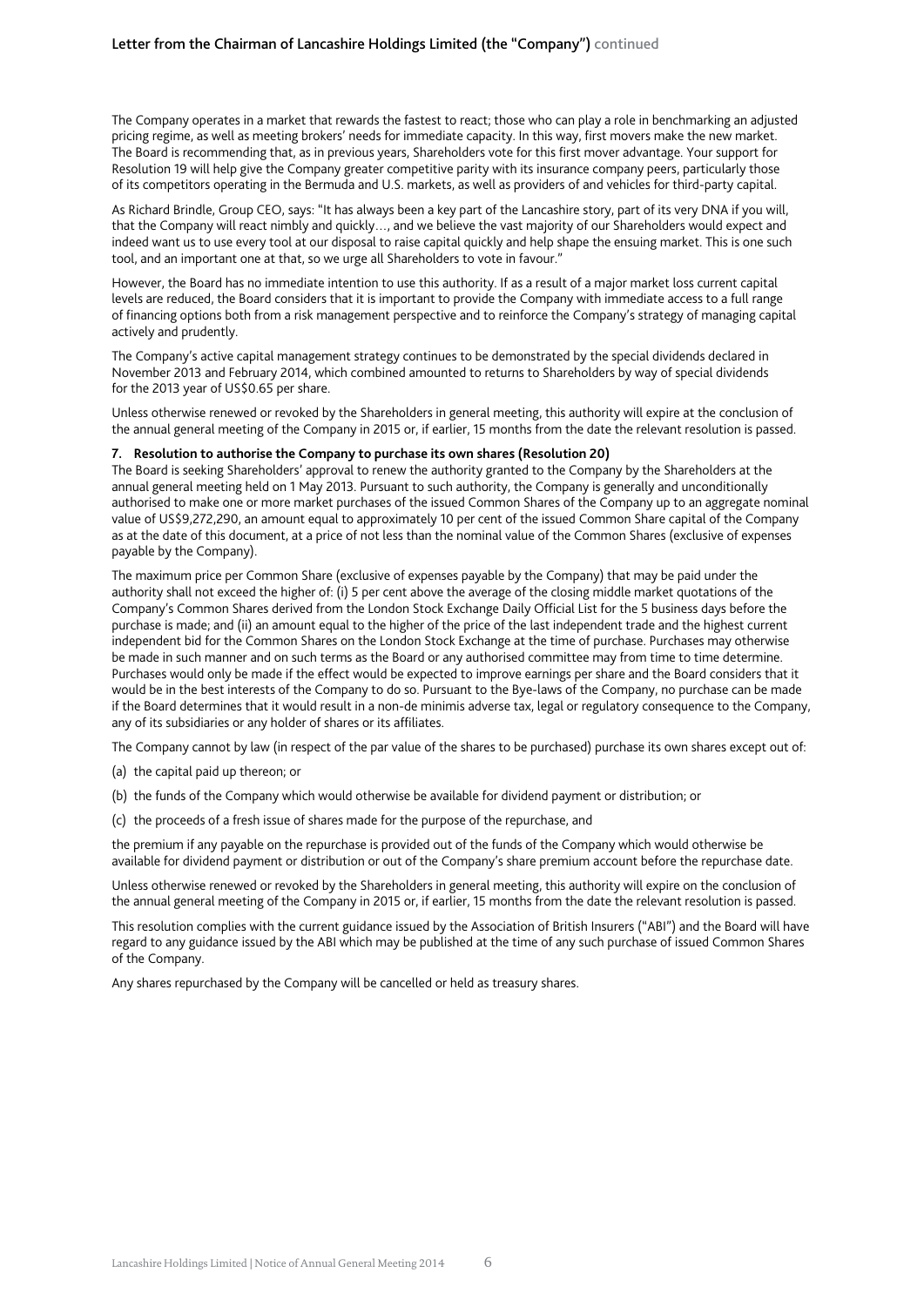The Company operates in a market that rewards the fastest to react; those who can play a role in benchmarking an adjusted pricing regime, as well as meeting brokers' needs for immediate capacity. In this way, first movers make the new market. The Board is recommending that, as in previous years, Shareholders vote for this first mover advantage. Your support for Resolution 19 will help give the Company greater competitive parity with its insurance company peers, particularly those of its competitors operating in the Bermuda and U.S. markets, as well as providers of and vehicles for third-party capital.

As Richard Brindle, Group CEO, says: "It has always been a key part of the Lancashire story, part of its very DNA if you will, that the Company will react nimbly and quickly…, and we believe the vast majority of our Shareholders would expect and indeed want us to use every tool at our disposal to raise capital quickly and help shape the ensuing market. This is one such tool, and an important one at that, so we urge all Shareholders to vote in favour."

However, the Board has no immediate intention to use this authority. If as a result of a major market loss current capital levels are reduced, the Board considers that it is important to provide the Company with immediate access to a full range of financing options both from a risk management perspective and to reinforce the Company's strategy of managing capital actively and prudently.

The Company's active capital management strategy continues to be demonstrated by the special dividends declared in November 2013 and February 2014, which combined amounted to returns to Shareholders by way of special dividends for the 2013 year of US$0.65 per share.

Unless otherwise renewed or revoked by the Shareholders in general meeting, this authority will expire at the conclusion of the annual general meeting of the Company in 2015 or, if earlier, 15 months from the date the relevant resolution is passed.

**7. Resolution to authorise the Company to purchase its own shares (Resolution 20)**

The Board is seeking Shareholders' approval to renew the authority granted to the Company by the Shareholders at the annual general meeting held on 1 May 2013. Pursuant to such authority, the Company is generally and unconditionally authorised to make one or more market purchases of the issued Common Shares of the Company up to an aggregate nominal value of US$9,272,290, an amount equal to approximately 10 per cent of the issued Common Share capital of the Company as at the date of this document, at a price of not less than the nominal value of the Common Shares (exclusive of expenses payable by the Company).

The maximum price per Common Share (exclusive of expenses payable by the Company) that may be paid under the authority shall not exceed the higher of: (i) 5 per cent above the average of the closing middle market quotations of the Company's Common Shares derived from the London Stock Exchange Daily Official List for the 5 business days before the purchase is made; and (ii) an amount equal to the higher of the price of the last independent trade and the highest current independent bid for the Common Shares on the London Stock Exchange at the time of purchase. Purchases may otherwise be made in such manner and on such terms as the Board or any authorised committee may from time to time determine. Purchases would only be made if the effect would be expected to improve earnings per share and the Board considers that it would be in the best interests of the Company to do so. Pursuant to the Bye-laws of the Company, no purchase can be made if the Board determines that it would result in a non-de minimis adverse tax, legal or regulatory consequence to the Company, any of its subsidiaries or any holder of shares or its affiliates.

The Company cannot by law (in respect of the par value of the shares to be purchased) purchase its own shares except out of:

(a) the capital paid up thereon; or

(b) the funds of the Company which would otherwise be available for dividend payment or distribution; or

(c) the proceeds of a fresh issue of shares made for the purpose of the repurchase, and

the premium if any payable on the repurchase is provided out of the funds of the Company which would otherwise be available for dividend payment or distribution or out of the Company's share premium account before the repurchase date.

Unless otherwise renewed or revoked by the Shareholders in general meeting, this authority will expire on the conclusion of the annual general meeting of the Company in 2015 or, if earlier, 15 months from the date the relevant resolution is passed.

This resolution complies with the current guidance issued by the Association of British Insurers ("ABI") and the Board will have regard to any guidance issued by the ABI which may be published at the time of any such purchase of issued Common Shares of the Company.

Any shares repurchased by the Company will be cancelled or held as treasury shares.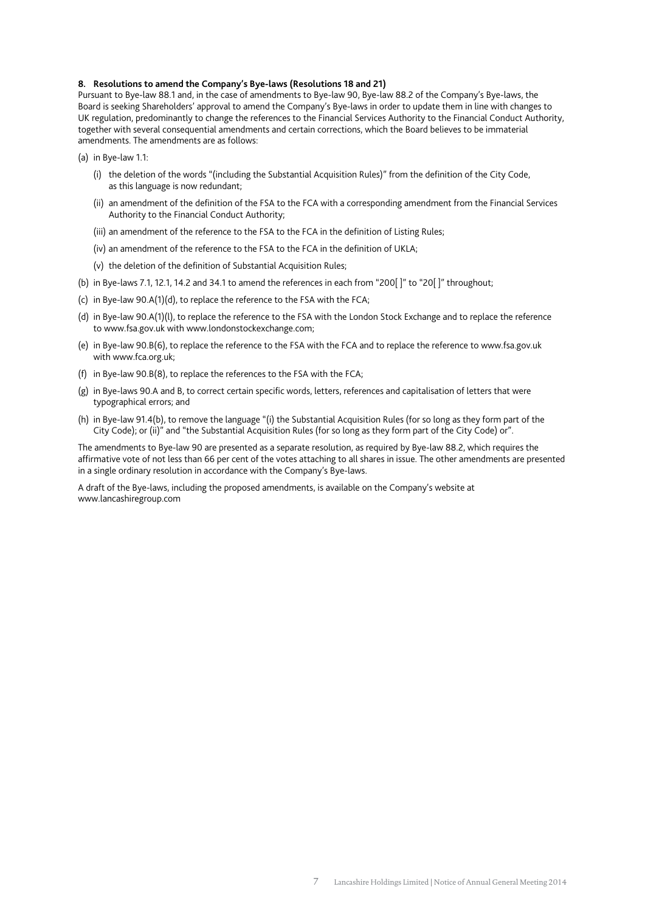**8. Resolutions to amend the Company's Bye-laws (Resolutions 18 and 21)**

Pursuant to Bye-law 88.1 and, in the case of amendments to Bye-law 90, Bye-law 88.2 of the Company's Bye-laws, the Board is seeking Shareholders' approval to amend the Company's Bye-laws in order to update them in line with changes to UK regulation, predominantly to change the references to the Financial Services Authority to the Financial Conduct Authority, together with several consequential amendments and certain corrections, which the Board believes to be immaterial amendments. The amendments are as follows:

(a) in Bye-law 1.1:

- (i) the deletion of the words "(including the Substantial Acquisition Rules)" from the definition of the City Code, as this language is now redundant;
- (ii) an amendment of the definition of the FSA to the FCA with a corresponding amendment from the Financial Services Authority to the Financial Conduct Authority;
- (iii) an amendment of the reference to the FSA to the FCA in the definition of Listing Rules;
- (iv) an amendment of the reference to the FSA to the FCA in the definition of UKLA;
- (v) the deletion of the definition of Substantial Acquisition Rules;

(b) in Bye-laws 7.1, 12.1, 14.2 and 34.1 to amend the references in each from "200[ ]" to "20[ ]" throughout;

(c) in Bye-law 90.A(1)(d), to replace the reference to the FSA with the FCA;

(d) in Bye-law 90.A(1)(l), to replace the reference to the FSA with the London Stock Exchange and to replace the reference to www.fsa.gov.uk with www.londonstockexchange.com;

(e) in Bye-law 90.B(6), to replace the reference to the FSA with the FCA and to replace the reference to www.fsa.gov.uk with www.fca.org.uk;

(f) in Bye-law 90.B(8), to replace the references to the FSA with the FCA;

(g) in Bye-laws 90.A and B, to correct certain specific words, letters, references and capitalisation of letters that were typographical errors; and

(h) in Bye-law 91.4(b), to remove the language "(i) the Substantial Acquisition Rules (for so long as they form part of the City Code); or (ii)" and "the Substantial Acquisition Rules (for so long as they form part of the City Code) or".

The amendments to Bye-law 90 are presented as a separate resolution, as required by Bye-law 88.2, which requires the affirmative vote of not less than 66 per cent of the votes attaching to all shares in issue. The other amendments are presented in a single ordinary resolution in accordance with the Company's Bye-laws.

A draft of the Bye-laws, including the proposed amendments, is available on the Company's website at www.lancashiregroup.com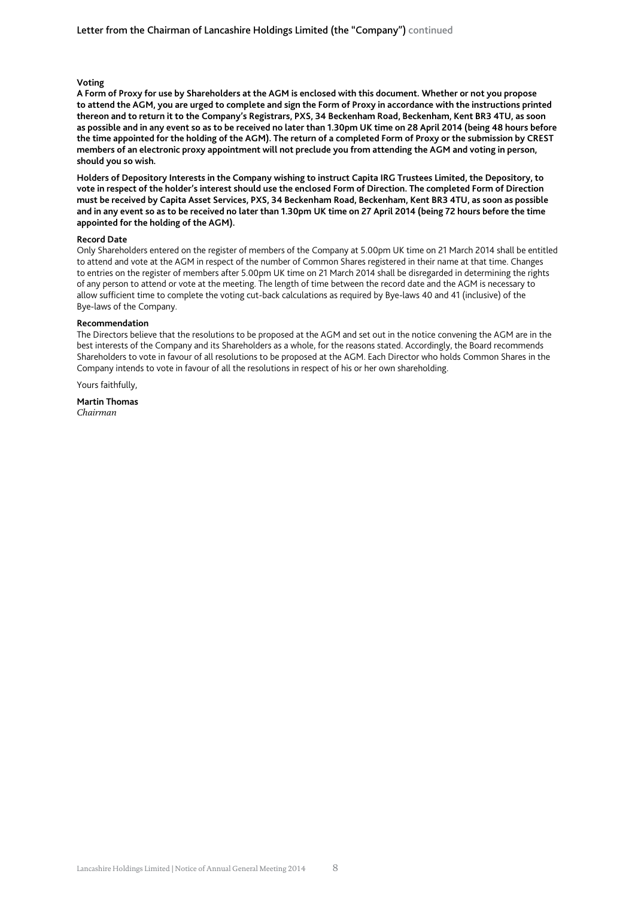### Voting

**A Form of Proxy for use by Shareholders at the AGM is enclosed with this document. Whether or not you propose to attend the AGM, you are urged to complete and sign the Form of Proxy in accordance with the instructions printed thereon and to return it to the Company's Registrars, PXS, 34 Beckenham Road, Beckenham, Kent BR3 4TU, as soon as possible and in any event so as to be received no later than 1.30pm UK time on 28 April 2014 (being 48 hours before the time appointed for the holding of the AGM). The return of a completed Form of Proxy or the submission by CREST members of an electronic proxy appointment will not preclude you from attending the AGM and voting in person, should you so wish.**

**Holders of Depository Interests in the Company wishing to instruct Capita IRG Trustees Limited, the Depository, to vote in respect of the holder's interest should use the enclosed Form of Direction. The completed Form of Direction must be received by Capita Asset Services, PXS, 34 Beckenham Road, Beckenham, Kent BR3 4TU, as soon as possible and in any event so as to be received no later than 1.30pm UK time on 27 April 2014 (being 72 hours before the time appointed for the holding of the AGM).**

### Record Date

Only Shareholders entered on the register of members of the Company at 5.00pm UK time on 21 March 2014 shall be entitled to attend and vote at the AGM in respect of the number of Common Shares registered in their name at that time. Changes to entries on the register of members after 5.00pm UK time on 21 March 2014 shall be disregarded in determining the rights of any person to attend or vote at the meeting. The length of time between the record date and the AGM is necessary to allow sufficient time to complete the voting cut-back calculations as required by Bye-laws 40 and 41 (inclusive) of the Bye-laws of the Company.

### Recommendation

The Directors believe that the resolutions to be proposed at the AGM and set out in the notice convening the AGM are in the best interests of the Company and its Shareholders as a whole, for the reasons stated. Accordingly, the Board recommends Shareholders to vote in favour of all resolutions to be proposed at the AGM. Each Director who holds Common Shares in the Company intends to vote in favour of all the resolutions in respect of his or her own shareholding.

Yours faithfully,

**Martin Thomas**
*Chairman*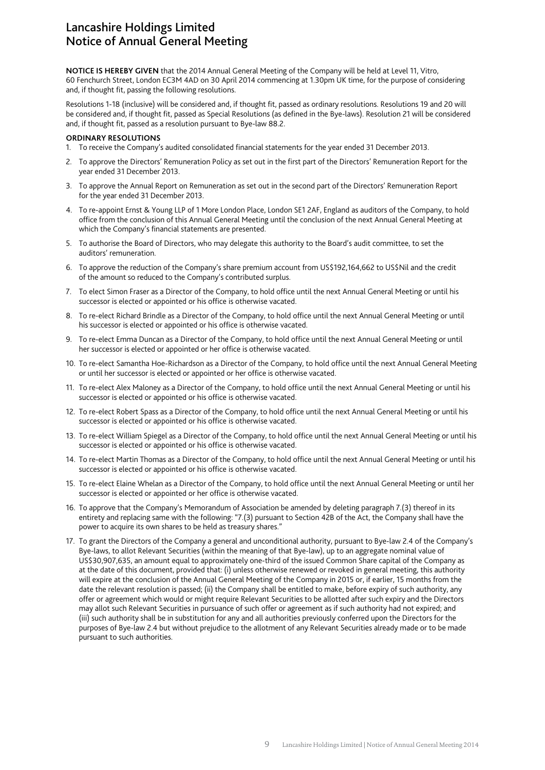# Lancashire Holdings Limited
# Notice of Annual General Meeting

**NOTICE IS HEREBY GIVEN** that the 2014 Annual General Meeting of the Company will be held at Level 11, Vitro, 60 Fenchurch Street, London EC3M 4AD on 30 April 2014 commencing at 1.30pm UK time, for the purpose of considering and, if thought fit, passing the following resolutions.

Resolutions 1-18 (inclusive) will be considered and, if thought fit, passed as ordinary resolutions. Resolutions 19 and 20 will be considered and, if thought fit, passed as Special Resolutions (as defined in the Bye-laws). Resolution 21 will be considered and, if thought fit, passed as a resolution pursuant to Bye-law 88.2.

**ORDINARY RESOLUTIONS**

1. To receive the Company's audited consolidated financial statements for the year ended 31 December 2013.
2. To approve the Directors' Remuneration Policy as set out in the first part of the Directors' Remuneration Report for the year ended 31 December 2013.
3. To approve the Annual Report on Remuneration as set out in the second part of the Directors' Remuneration Report for the year ended 31 December 2013.
4. To re-appoint Ernst & Young LLP of 1 More London Place, London SE1 2AF, England as auditors of the Company, to hold office from the conclusion of this Annual General Meeting until the conclusion of the next Annual General Meeting at which the Company's financial statements are presented.
5. To authorise the Board of Directors, who may delegate this authority to the Board's audit committee, to set the auditors' remuneration.
6. To approve the reduction of the Company's share premium account from US$192,164,662 to US$Nil and the credit of the amount so reduced to the Company's contributed surplus.
7. To elect Simon Fraser as a Director of the Company, to hold office until the next Annual General Meeting or until his successor is elected or appointed or his office is otherwise vacated.
8. To re-elect Richard Brindle as a Director of the Company, to hold office until the next Annual General Meeting or until his successor is elected or appointed or his office is otherwise vacated.
9. To re-elect Emma Duncan as a Director of the Company, to hold office until the next Annual General Meeting or until her successor is elected or appointed or her office is otherwise vacated.
10. To re-elect Samantha Hoe-Richardson as a Director of the Company, to hold office until the next Annual General Meeting or until her successor is elected or appointed or her office is otherwise vacated.
11. To re-elect Alex Maloney as a Director of the Company, to hold office until the next Annual General Meeting or until his successor is elected or appointed or his office is otherwise vacated.
12. To re-elect Robert Spass as a Director of the Company, to hold office until the next Annual General Meeting or until his successor is elected or appointed or his office is otherwise vacated.
13. To re-elect William Spiegel as a Director of the Company, to hold office until the next Annual General Meeting or until his successor is elected or appointed or his office is otherwise vacated.
14. To re-elect Martin Thomas as a Director of the Company, to hold office until the next Annual General Meeting or until his successor is elected or appointed or his office is otherwise vacated.
15. To re-elect Elaine Whelan as a Director of the Company, to hold office until the next Annual General Meeting or until her successor is elected or appointed or her office is otherwise vacated.
16. To approve that the Company's Memorandum of Association be amended by deleting paragraph 7.(3) thereof in its entirety and replacing same with the following: "7.(3) pursuant to Section 42B of the Act, the Company shall have the power to acquire its own shares to be held as treasury shares."
17. To grant the Directors of the Company a general and unconditional authority, pursuant to Bye-law 2.4 of the Company's Bye-laws, to allot Relevant Securities (within the meaning of that Bye-law), up to an aggregate nominal value of US$30,907,635, an amount equal to approximately one-third of the issued Common Share capital of the Company as at the date of this document, provided that: (i) unless otherwise renewed or revoked in general meeting, this authority will expire at the conclusion of the Annual General Meeting of the Company in 2015 or, if earlier, 15 months from the date the relevant resolution is passed; (ii) the Company shall be entitled to make, before expiry of such authority, any offer or agreement which would or might require Relevant Securities to be allotted after such expiry and the Directors may allot such Relevant Securities in pursuance of such offer or agreement as if such authority had not expired; and (iii) such authority shall be in substitution for any and all authorities previously conferred upon the Directors for the purposes of Bye-law 2.4 but without prejudice to the allotment of any Relevant Securities already made or to be made pursuant to such authorities.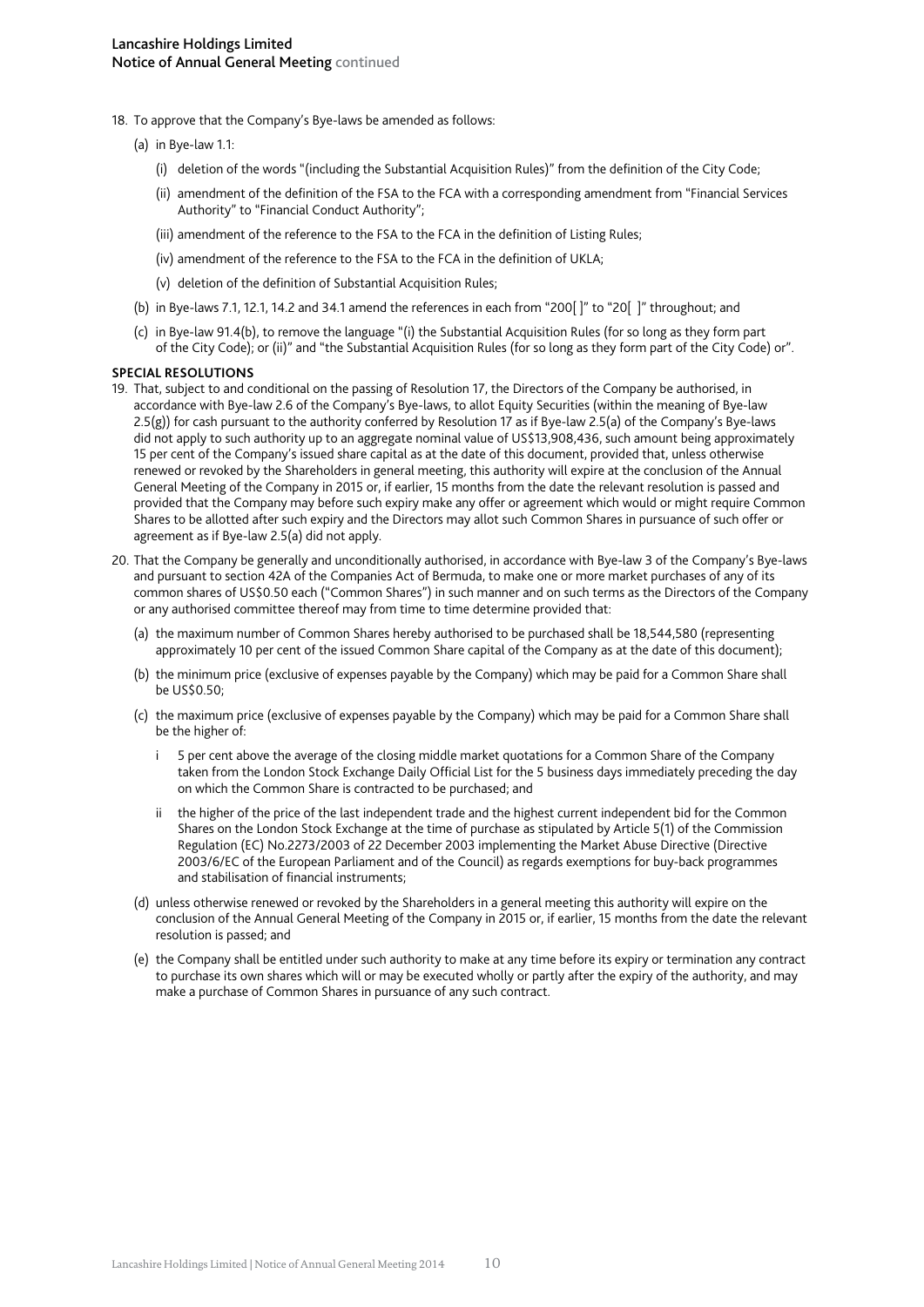18. To approve that the Company's Bye-laws be amended as follows:

    (a) in Bye-law 1.1:

        (i) deletion of the words "(including the Substantial Acquisition Rules)" from the definition of the City Code;

        (ii) amendment of the definition of the FSA to the FCA with a corresponding amendment from "Financial Services Authority" to "Financial Conduct Authority";

        (iii) amendment of the reference to the FSA to the FCA in the definition of Listing Rules;

        (iv) amendment of the reference to the FSA to the FCA in the definition of UKLA;

        (v) deletion of the definition of Substantial Acquisition Rules;

    (b) in Bye-laws 7.1, 12.1, 14.2 and 34.1 amend the references in each from "200[ ]" to "20[ ]" throughout; and

    (c) in Bye-law 91.4(b), to remove the language "(i) the Substantial Acquisition Rules (for so long as they form part of the City Code); or (ii)" and "the Substantial Acquisition Rules (for so long as they form part of the City Code) or".

**SPECIAL RESOLUTIONS**

19. That, subject to and conditional on the passing of Resolution 17, the Directors of the Company be authorised, in accordance with Bye-law 2.6 of the Company's Bye-laws, to allot Equity Securities (within the meaning of Bye-law 2.5(g)) for cash pursuant to the authority conferred by Resolution 17 as if Bye-law 2.5(a) of the Company's Bye-laws did not apply to such authority up to an aggregate nominal value of US$13,908,436, such amount being approximately 15 per cent of the Company's issued share capital as at the date of this document, provided that, unless otherwise renewed or revoked by the Shareholders in general meeting, this authority will expire at the conclusion of the Annual General Meeting of the Company in 2015 or, if earlier, 15 months from the date the relevant resolution is passed and provided that the Company may before such expiry make any offer or agreement which would or might require Common Shares to be allotted after such expiry and the Directors may allot such Common Shares in pursuance of such offer or agreement as if Bye-law 2.5(a) did not apply.

20. That the Company be generally and unconditionally authorised, in accordance with Bye-law 3 of the Company's Bye-laws and pursuant to section 42A of the Companies Act of Bermuda, to make one or more market purchases of any of its common shares of US$0.50 each ("Common Shares") in such manner and on such terms as the Directors of the Company or any authorised committee thereof may from time to time determine provided that:

    (a) the maximum number of Common Shares hereby authorised to be purchased shall be 18,544,580 (representing approximately 10 per cent of the issued Common Share capital of the Company as at the date of this document);

    (b) the minimum price (exclusive of expenses payable by the Company) which may be paid for a Common Share shall be US$0.50;

    (c) the maximum price (exclusive of expenses payable by the Company) which may be paid for a Common Share shall be the higher of:

        i 5 per cent above the average of the closing middle market quotations for a Common Share of the Company taken from the London Stock Exchange Daily Official List for the 5 business days immediately preceding the day on which the Common Share is contracted to be purchased; and

        ii the higher of the price of the last independent trade and the highest current independent bid for the Common Shares on the London Stock Exchange at the time of purchase as stipulated by Article 5(1) of the Commission Regulation (EC) No.2273/2003 of 22 December 2003 implementing the Market Abuse Directive (Directive 2003/6/EC of the European Parliament and of the Council) as regards exemptions for buy-back programmes and stabilisation of financial instruments;

    (d) unless otherwise renewed or revoked by the Shareholders in a general meeting this authority will expire on the conclusion of the Annual General Meeting of the Company in 2015 or, if earlier, 15 months from the date the relevant resolution is passed; and

    (e) the Company shall be entitled under such authority to make at any time before its expiry or termination any contract to purchase its own shares which will or may be executed wholly or partly after the expiry of the authority, and may make a purchase of Common Shares in pursuance of any such contract.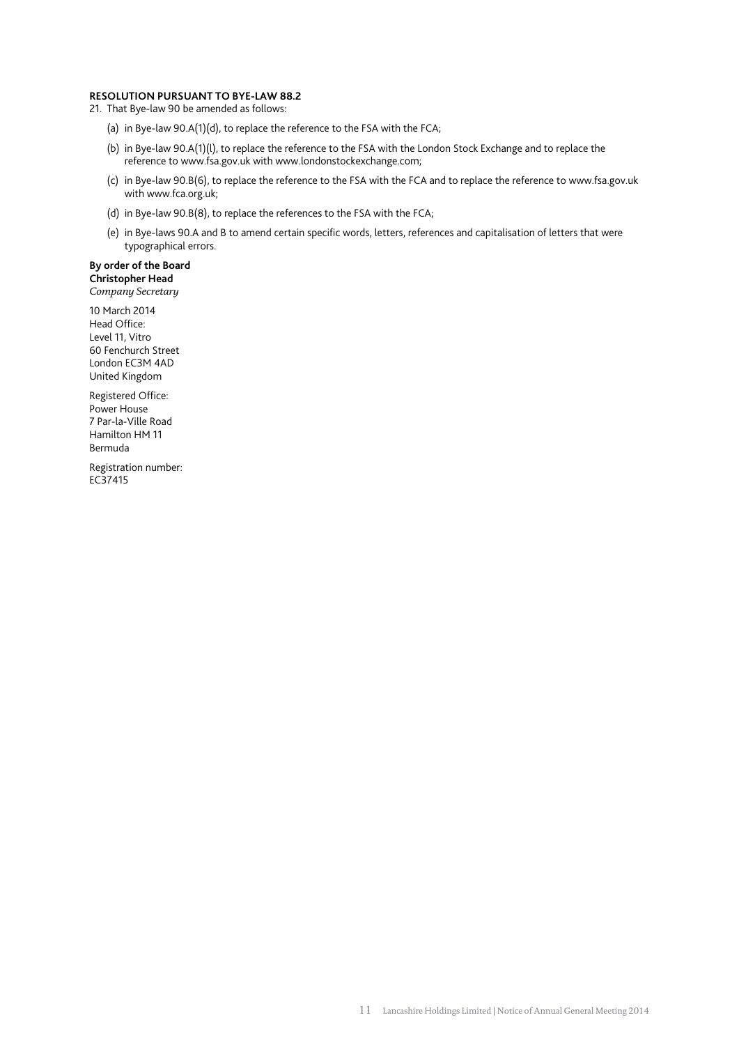**RESOLUTION PURSUANT TO BYE-LAW 88.2**

21. That Bye-law 90 be amended as follows:

    (a) in Bye-law 90.A(1)(d), to replace the reference to the FSA with the FCA;

    (b) in Bye-law 90.A(1)(l), to replace the reference to the FSA with the London Stock Exchange and to replace the reference to www.fsa.gov.uk with www.londonstockexchange.com;

    (c) in Bye-law 90.B(6), to replace the reference to the FSA with the FCA and to replace the reference to www.fsa.gov.uk with www.fca.org.uk;

    (d) in Bye-law 90.B(8), to replace the references to the FSA with the FCA;

    (e) in Bye-laws 90.A and B to amend certain specific words, letters, references and capitalisation of letters that were typographical errors.

**By order of the Board**
**Christopher Head**
*Company Secretary*

10 March 2014
Head Office:
Level 11, Vitro
60 Fenchurch Street
London EC3M 4AD
United Kingdom

Registered Office:
Power House
7 Par-la-Ville Road
Hamilton HM 11
Bermuda

Registration number:
EC37415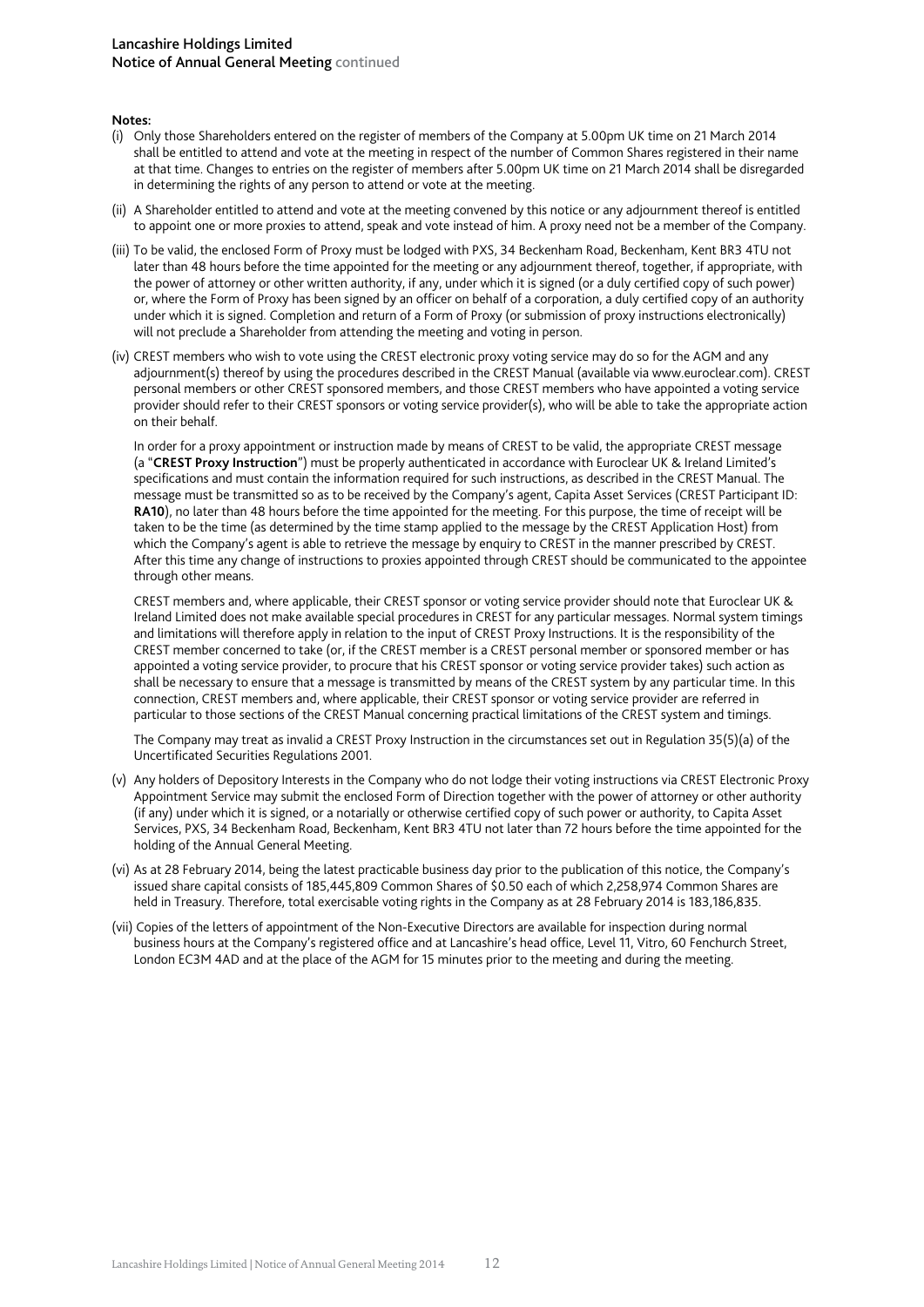**Notes:**

(i) Only those Shareholders entered on the register of members of the Company at 5.00pm UK time on 21 March 2014 shall be entitled to attend and vote at the meeting in respect of the number of Common Shares registered in their name at that time. Changes to entries on the register of members after 5.00pm UK time on 21 March 2014 shall be disregarded in determining the rights of any person to attend or vote at the meeting.

(ii) A Shareholder entitled to attend and vote at the meeting convened by this notice or any adjournment thereof is entitled to appoint one or more proxies to attend, speak and vote instead of him. A proxy need not be a member of the Company.

(iii) To be valid, the enclosed Form of Proxy must be lodged with PXS, 34 Beckenham Road, Beckenham, Kent BR3 4TU not later than 48 hours before the time appointed for the meeting or any adjournment thereof, together, if appropriate, with the power of attorney or other written authority, if any, under which it is signed (or a duly certified copy of such power) or, where the Form of Proxy has been signed by an officer on behalf of a corporation, a duly certified copy of an authority under which it is signed. Completion and return of a Form of Proxy (or submission of proxy instructions electronically) will not preclude a Shareholder from attending the meeting and voting in person.

(iv) CREST members who wish to vote using the CREST electronic proxy voting service may do so for the AGM and any adjournment(s) thereof by using the procedures described in the CREST Manual (available via www.euroclear.com). CREST personal members or other CREST sponsored members, and those CREST members who have appointed a voting service provider should refer to their CREST sponsors or voting service provider(s), who will be able to take the appropriate action on their behalf.

In order for a proxy appointment or instruction made by means of CREST to be valid, the appropriate CREST message (a "**CREST Proxy Instruction**") must be properly authenticated in accordance with Euroclear UK & Ireland Limited's specifications and must contain the information required for such instructions, as described in the CREST Manual. The message must be transmitted so as to be received by the Company's agent, Capita Asset Services (CREST Participant ID: **RA10**), no later than 48 hours before the time appointed for the meeting. For this purpose, the time of receipt will be taken to be the time (as determined by the time stamp applied to the message by the CREST Application Host) from which the Company's agent is able to retrieve the message by enquiry to CREST in the manner prescribed by CREST. After this time any change of instructions to proxies appointed through CREST should be communicated to the appointee through other means.

CREST members and, where applicable, their CREST sponsor or voting service provider should note that Euroclear UK & Ireland Limited does not make available special procedures in CREST for any particular messages. Normal system timings and limitations will therefore apply in relation to the input of CREST Proxy Instructions. It is the responsibility of the CREST member concerned to take (or, if the CREST member is a CREST personal member or sponsored member or has appointed a voting service provider, to procure that his CREST sponsor or voting service provider takes) such action as shall be necessary to ensure that a message is transmitted by means of the CREST system by any particular time. In this connection, CREST members and, where applicable, their CREST sponsor or voting service provider are referred in particular to those sections of the CREST Manual concerning practical limitations of the CREST system and timings.

The Company may treat as invalid a CREST Proxy Instruction in the circumstances set out in Regulation 35(5)(a) of the Uncertificated Securities Regulations 2001.

(v) Any holders of Depository Interests in the Company who do not lodge their voting instructions via CREST Electronic Proxy Appointment Service may submit the enclosed Form of Direction together with the power of attorney or other authority (if any) under which it is signed, or a notarially or otherwise certified copy of such power or authority, to Capita Asset Services, PXS, 34 Beckenham Road, Beckenham, Kent BR3 4TU not later than 72 hours before the time appointed for the holding of the Annual General Meeting.

(vi) As at 28 February 2014, being the latest practicable business day prior to the publication of this notice, the Company's issued share capital consists of 185,445,809 Common Shares of $0.50 each of which 2,258,974 Common Shares are held in Treasury. Therefore, total exercisable voting rights in the Company as at 28 February 2014 is 183,186,835.

(vii) Copies of the letters of appointment of the Non-Executive Directors are available for inspection during normal business hours at the Company's registered office and at Lancashire's head office, Level 11, Vitro, 60 Fenchurch Street, London EC3M 4AD and at the place of the AGM for 15 minutes prior to the meeting and during the meeting.